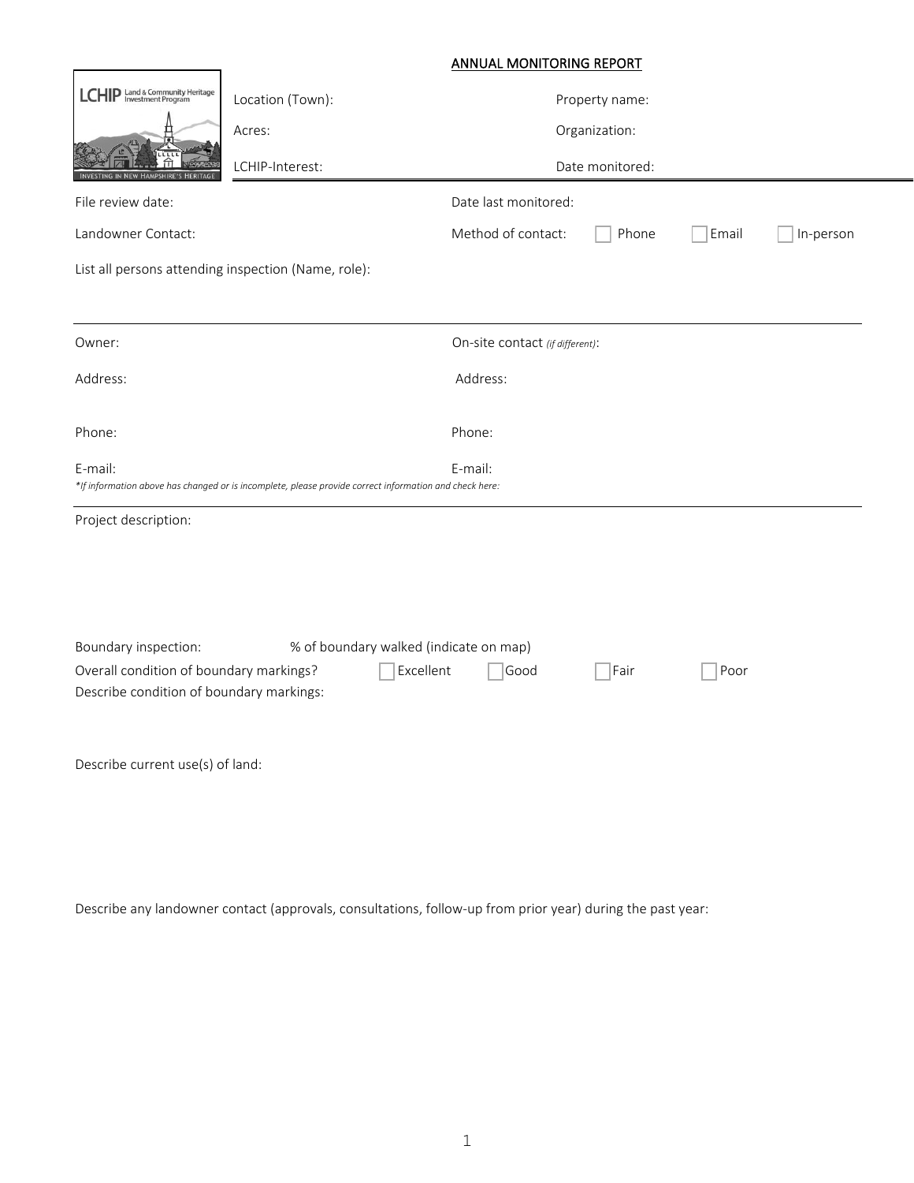## ANNUAL MONITORING REPORT

LCHIP Land & Community Heritage Investment Program

INVESTING IN NEW HAMPSHIRE'S HERITAGE

Location (Town):

Property name:

Acres:

Organization:

LCHIP-Interest:

Date monitored:

File review date:

Date last monitored:

Landowner Contact:

Method of contact: ☐ Phone ☐ Email ☐ In-person

List all persons attending inspection (Name, role):

---

Owner:

On-site contact *(if different)*:

Address:

Address:

Phone:

Phone:

E-mail:

E-mail:

*\*If information above has changed or is incomplete, please provide correct information and check here:*

---

Project description:

Boundary inspection: % of boundary walked (indicate on map)

Overall condition of boundary markings? ☐ Excellent ☐ Good ☐ Fair ☐ Poor

Describe condition of boundary markings:

Describe current use(s) of land:

Describe any landowner contact (approvals, consultations, follow-up from prior year) during the past year: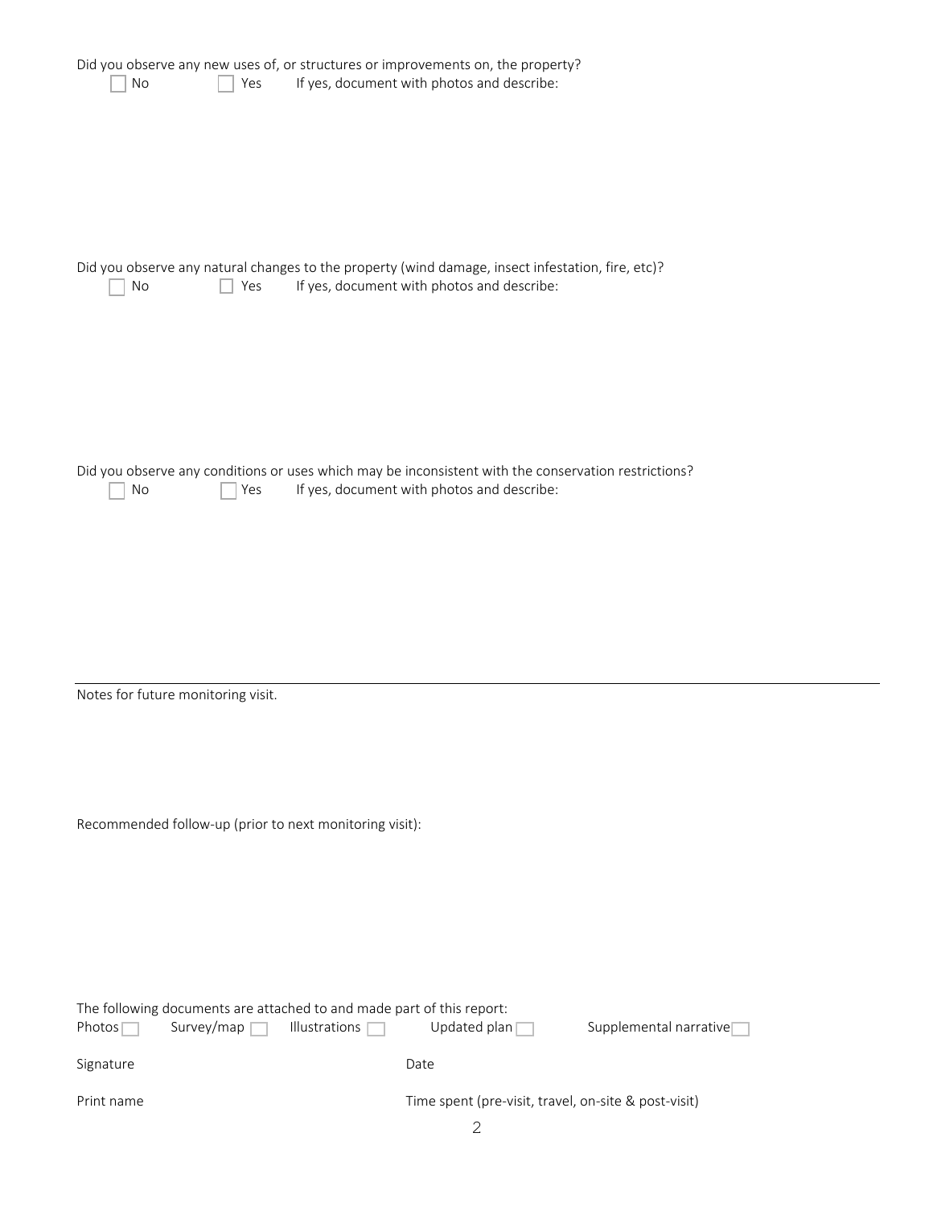Did you observe any new uses of, or structures or improvements on, the property?

☐ No ☐ Yes If yes, document with photos and describe:

Did you observe any natural changes to the property (wind damage, insect infestation, fire, etc)?

☐ No ☐ Yes If yes, document with photos and describe:

Did you observe any conditions or uses which may be inconsistent with the conservation restrictions?

☐ No ☐ Yes If yes, document with photos and describe:

---

Notes for future monitoring visit.

Recommended follow-up (prior to next monitoring visit):

The following documents are attached to and made part of this report:

Photos ☐ Survey/map ☐ Illustrations ☐ Updated plan ☐ Supplemental narrative ☐

Signature Date

Print name Time spent (pre-visit, travel, on-site & post-visit)